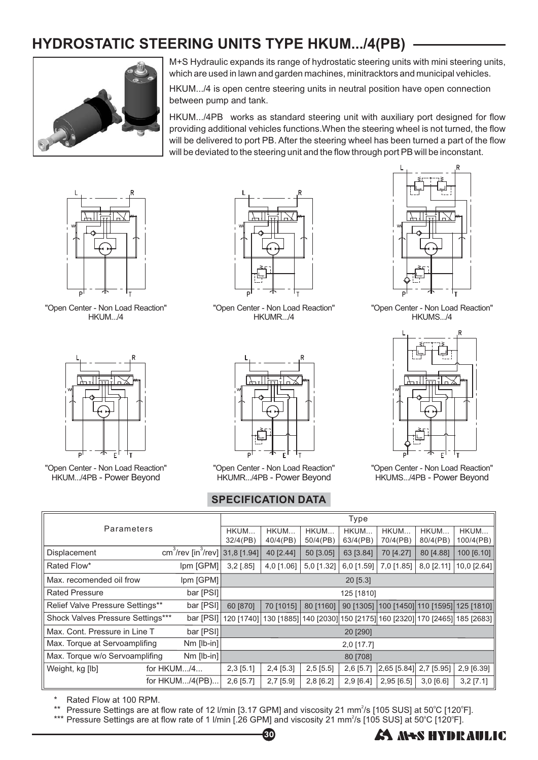# HYDROSTATIC STEERING UNITS TYPE HKUM.../4(PB)

M+S Hydraulic expands its range of hydrostatic steering units with mini steering units, which are used in lawn and garden machines, minitracktors and municipal vehicles.

HKUM.../4 is open centre steering units in neutral position have open connection between pump and tank.

HKUM.../4PB works as standard steering unit with auxiliary port designed for flow providing additional vehicles functions.When the steering wheel is not turned, the flow will be delivered to port PB. After the steering wheel has been turned a part of the flow will be deviated to the steering unit and the flow through port PB will be inconstant.

"Open Center - Non Load Reaction" HKUM.../4

"Open Center - Non Load Reaction" HKUMR.../4

"Open Center - Non Load Reaction" HKUMS.../4

"Open Center - Non Load Reaction" HKUM.../4PB - Power Beyond

"Open Center - Non Load Reaction" HKUMR.../4PB - Power Beyond

"Open Center - Non Load Reaction" HKUMS.../4PB - Power Beyond

## SPECIFICATION DATA

| Parameters | | Type | | | | | | |
|---|---|---|---|---|---|---|---|---|
| | | HKUM... 32/4(PB) | HKUM... 40/4(PB) | HKUM... 50/4(PB) | HKUM... 63/4(PB) | HKUM... 70/4(PB) | HKUM... 80/4(PB) | HKUM... 100/4(PB) |
| Displacement | $cm^3$/rev [$in^3$/rev] | 31,8 [1.94] | 40 [2.44] | 50 [3.05] | 63 [3.84] | 70 [4.27] | 80 [4.88] | 100 [6.10] |
| Rated Flow* | lpm [GPM] | 3,2 [.85] | 4,0 [1.06] | 5,0 [1.32] | 6,0 [1.59] | 7,0 [1.85] | 8,0 [2.11] | 10,0 [2.64] |
| Max. recomended oil frow | lpm [GPM] | 20 [5.3] | | | | | | |
| Rated Pressure | bar [PSI] | 125 [1810] | | | | | | |
| Relief Valve Pressure Settings** | bar [PSI] | 60 [870] | 70 [1015] | 80 [1160] | 90 [1305] | 100 [1450] | 110 [1595] | 125 [1810] |
| Shock Valves Pressure Settings*** | bar [PSI] | 120 [1740] | 130 [1885] | 140 [2030] | 150 [2175] | 160 [2320] | 170 [2465] | 185 [2683] |
| Max. Cont. Pressure in Line T | bar [PSI] | 20 [290] | | | | | | |
| Max. Torque at Servoamplifing | Nm [lb-in] | 2,0 [17.7] | | | | | | |
| Max. Torque w/o Servoamplifing | Nm [lb-in] | 80 [708] | | | | | | |
| Weight, kg [lb] | for HKUM.../4... | 2,3 [5.1] | 2,4 [5.3] | 2,5 [5.5] | 2,6 [5.7] | 2,65 [5.84] | 2,7 [5.95] | 2,9 [6.39] |
| | for HKUM.../4(PB)... | 2,6 [5.7] | 2,7 [5.9] | 2,8 [6.2] | 2,9 [6.4] | 2,95 [6.5] | 3,0 [6.6] | 3,2 [7.1] |

\* Rated Flow at 100 RPM.

** Pressure Settings are at flow rate of 12 l/min [3.17 GPM] and viscosity 21 $mm^2$/s [105 SUS] at 50°C [120°F].

*** Pressure Settings are at flow rate of 1 l/min [.26 GPM] and viscosity 21 $mm^2$/s [105 SUS] at 50°C [120°F].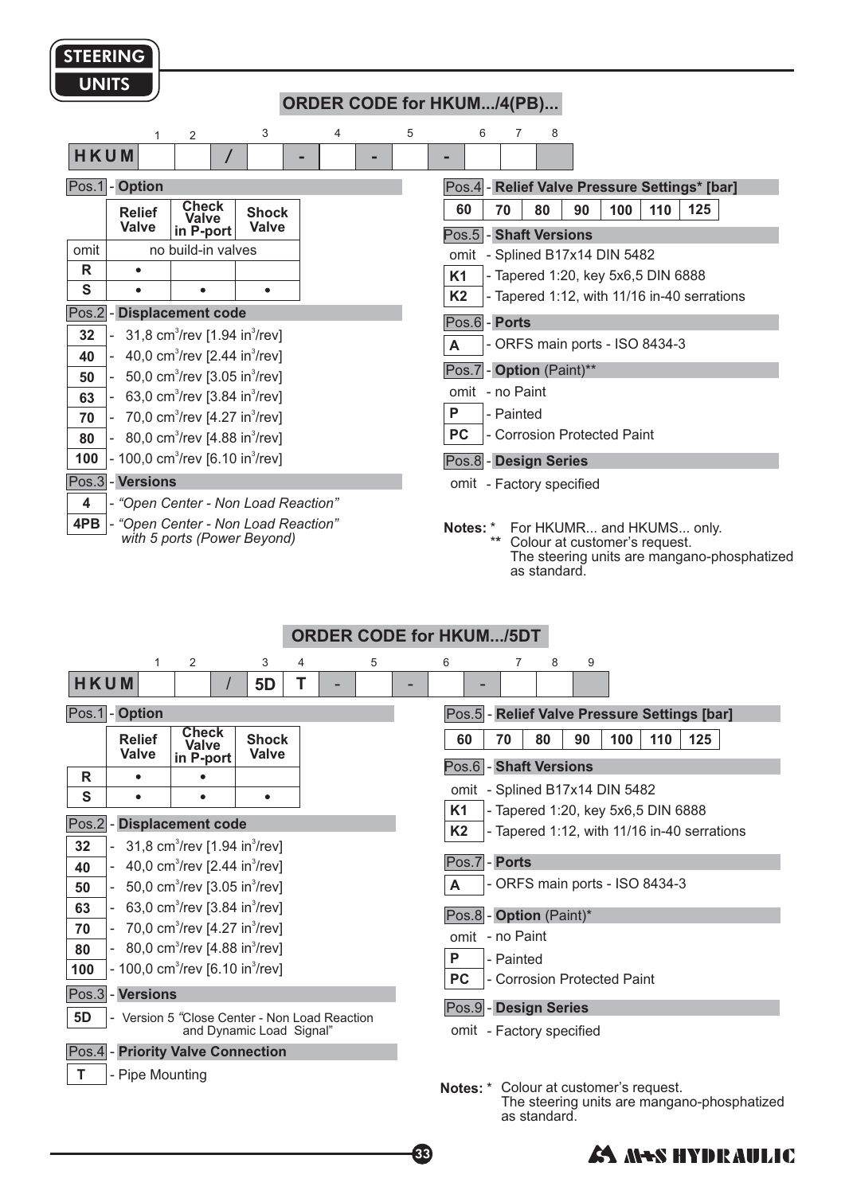## ORDER CODE for HKUM.../4(PB)...

| | 1 | 2 | | 3 | | 4 | | 5 | | 6 | 7 | 8 |
|---|---|---|---|---|---|---|---|---|---|---|---|---|
| HKUM | | | / | | - | | - | | - | | | |

**Pos.1 - Option**

| | Relief Valve | Check Valve in P-port | Shock Valve |
|---|---|---|---|
| omit | no build-in valves | | |
| R | • | | |
| S | • | • | • |

**Pos.2 - Displacement code**

| | |
|---|---|
| 32 | - 31,8 cm³/rev [1.94 in³/rev] |
| 40 | - 40,0 cm³/rev [2.44 in³/rev] |
| 50 | - 50,0 cm³/rev [3.05 in³/rev] |
| 63 | - 63,0 cm³/rev [3.84 in³/rev] |
| 70 | - 70,0 cm³/rev [4.27 in³/rev] |
| 80 | - 80,0 cm³/rev [4.88 in³/rev] |
| 100 | - 100,0 cm³/rev [6.10 in³/rev] |

**Pos.3 - Versions**

| | |
|---|---|
| 4 | - *"Open Center - Non Load Reaction"* |
| 4PB | - *"Open Center - Non Load Reaction" with 5 ports (Power Beyond)* |

**Pos.4 - Relief Valve Pressure Settings* [bar]**

| | | | | | | |
|---|---|---|---|---|---|---|
| 60 | 70 | 80 | 90 | 100 | 110 | 125 |

**Pos.5 - Shaft Versions**

| | |
|---|---|
| omit | - Splined B17x14 DIN 5482 |
| K1 | - Tapered 1:20, key 5x6,5 DIN 6888 |
| K2 | - Tapered 1:12, with 11/16 in-40 serrations |

**Pos.6 - Ports**

| | |
|---|---|
| A | - ORFS main ports - ISO 8434-3 |

**Pos.7 - Option (Paint)****

| | |
|---|---|
| omit | - no Paint |
| P | - Painted |
| PC | - Corrosion Protected Paint |

**Pos.8 - Design Series**

omit - Factory specified

**Notes:** * For HKUMR... and HKUMS... only.
** Colour at customer's request.
The steering units are mangano-phosphatized as standard.

## ORDER CODE for HKUM.../5DT

| | 1 | 2 | | 3 | 4 | | 5 | | 6 | | 7 | 8 | 9 |
|---|---|---|---|---|---|---|---|---|---|---|---|---|---|
| HKUM | | | / | 5D | T | - | | - | | - | | | |

**Pos.1 - Option**

| | Relief Valve | Check Valve in P-port | Shock Valve |
|---|---|---|---|
| R | • | • | |
| S | • | • | • |

**Pos.2 - Displacement code**

| | |
|---|---|
| 32 | - 31,8 cm³/rev [1.94 in³/rev] |
| 40 | - 40,0 cm³/rev [2.44 in³/rev] |
| 50 | - 50,0 cm³/rev [3.05 in³/rev] |
| 63 | - 63,0 cm³/rev [3.84 in³/rev] |
| 70 | - 70,0 cm³/rev [4.27 in³/rev] |
| 80 | - 80,0 cm³/rev [4.88 in³/rev] |
| 100 | - 100,0 cm³/rev [6.10 in³/rev] |

**Pos.3 - Versions**

| | |
|---|---|
| 5D | - Version 5 "Close Center - Non Load Reaction and Dynamic Load Signal" |

**Pos.4 - Priority Valve Connection**

| | |
|---|---|
| T | - Pipe Mounting |

**Pos.5 - Relief Valve Pressure Settings [bar]**

| | | | | | | |
|---|---|---|---|---|---|---|
| 60 | 70 | 80 | 90 | 100 | 110 | 125 |

**Pos.6 - Shaft Versions**

| | |
|---|---|
| omit | - Splined B17x14 DIN 5482 |
| K1 | - Tapered 1:20, key 5x6,5 DIN 6888 |
| K2 | - Tapered 1:12, with 11/16 in-40 serrations |

**Pos.7 - Ports**

| | |
|---|---|
| A | - ORFS main ports - ISO 8434-3 |

**Pos.8 - Option (Paint)***

| | |
|---|---|
| omit | - no Paint |
| P | - Painted |
| PC | - Corrosion Protected Paint |

**Pos.9 - Design Series**

omit - Factory specified

**Notes:** * Colour at customer's request.
The steering units are mangano-phosphatized as standard.